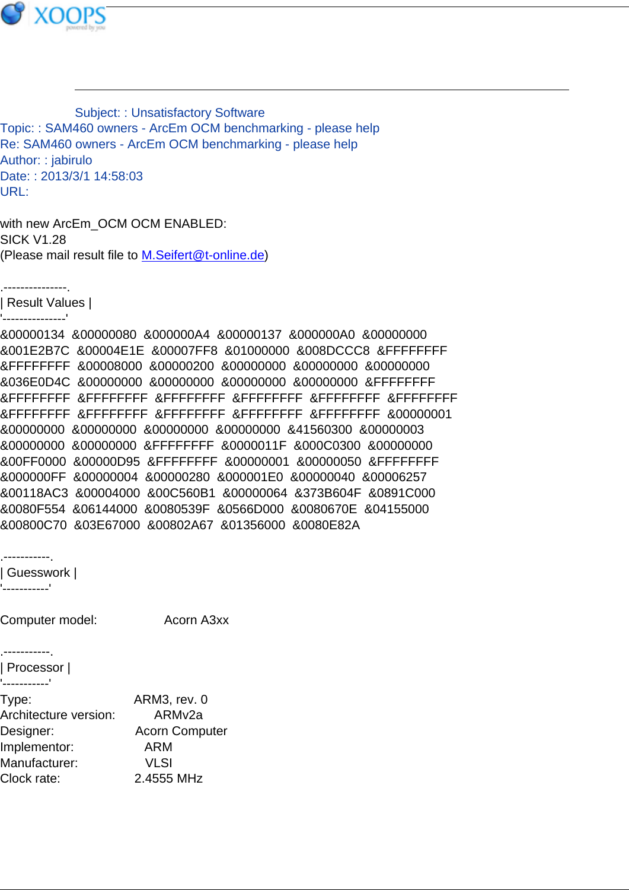Subject: : Unsatisfactory Software
Topic: : SAM460 owners - ArcEm OCM benchmarking - please help
Re: SAM460 owners - ArcEm OCM benchmarking - please help
Author: : jabirulo
Date: : 2013/3/1 14:58:03
URL:

with new ArcEm_OCM OCM ENABLED:
SICK V1.28
(Please mail result file to M.Seifert@t-online.de)

```
.---------------.
| Result Values |
'---------------'
&00000134  &00000080  &000000A4  &00000137  &000000A0  &00000000
&001E2B7C  &00004E1E  &00007FF8  &01000000  &008DCCC8  &FFFFFFFF
&FFFFFFFF  &00008000  &00000200  &00000000  &00000000  &00000000
&036E0D4C  &00000000  &00000000  &00000000  &00000000  &FFFFFFFF
&FFFFFFFF  &FFFFFFFF  &FFFFFFFF  &FFFFFFFF  &FFFFFFFF  &FFFFFFFF
&FFFFFFFF  &FFFFFFFF  &FFFFFFFF  &FFFFFFFF  &FFFFFFFF  &00000001
&00000000  &00000000  &00000000  &00000000  &41560300  &00000003
&00000000  &00000000  &FFFFFFFF  &0000011F  &000C0300  &00000000
&00FF0000  &00000D95  &FFFFFFFF  &00000001  &00000050  &FFFFFFFF
&000000FF  &00000004  &00000280  &000001E0  &00000040  &00006257
&00118AC3  &00004000  &00C560B1  &00000064  &373B604F  &0891C000
&0080F554  &06144000  &0080539F  &0566D000  &0080670E  &04155000
&00800C70  &03E67000  &00802A67  &01356000  &0080E82A

.-----------.
| Guesswork |
'-----------'

Computer model:           Acorn A3xx

.-----------.
| Processor |
'-----------'
Type:                     ARM3, rev. 0
Architecture version:     ARMv2a
Designer:                 Acorn Computer
Implementor:              ARM
Manufacturer:             VLSI
Clock rate:               2.4555 MHz
```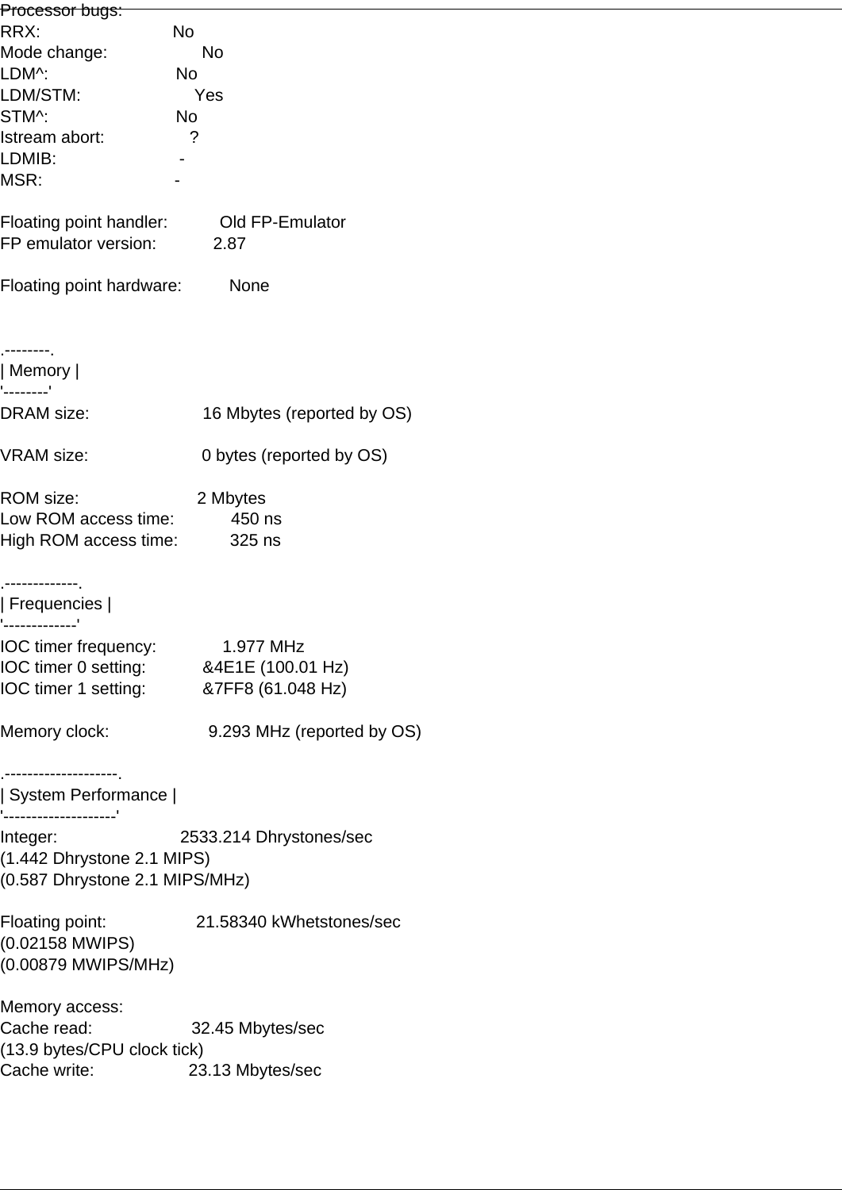Processor bugs:
RRX: No
Mode change: No
LDM^: No
LDM/STM: Yes
STM^: No
Istream abort: ?
LDMIB: -
MSR: -

Floating point handler: Old FP-Emulator
FP emulator version: 2.87

Floating point hardware: None

```
.--------.
| Memory |
'--------'
```

DRAM size: 16 Mbytes (reported by OS)

VRAM size: 0 bytes (reported by OS)

ROM size: 2 Mbytes
Low ROM access time: 450 ns
High ROM access time: 325 ns

```
.-------------.
| Frequencies |
'-------------'
```

IOC timer frequency: 1.977 MHz
IOC timer 0 setting: &4E1E (100.01 Hz)
IOC timer 1 setting: &7FF8 (61.048 Hz)

Memory clock: 9.293 MHz (reported by OS)

```
.--------------------.
| System Performance |
'--------------------'
```

Integer: 2533.214 Dhrystones/sec
(1.442 Dhrystone 2.1 MIPS)
(0.587 Dhrystone 2.1 MIPS/MHz)

Floating point: 21.58340 kWhetstones/sec
(0.02158 MWIPS)
(0.00879 MWIPS/MHz)

Memory access:
Cache read: 32.45 Mbytes/sec
(13.9 bytes/CPU clock tick)
Cache write: 23.13 Mbytes/sec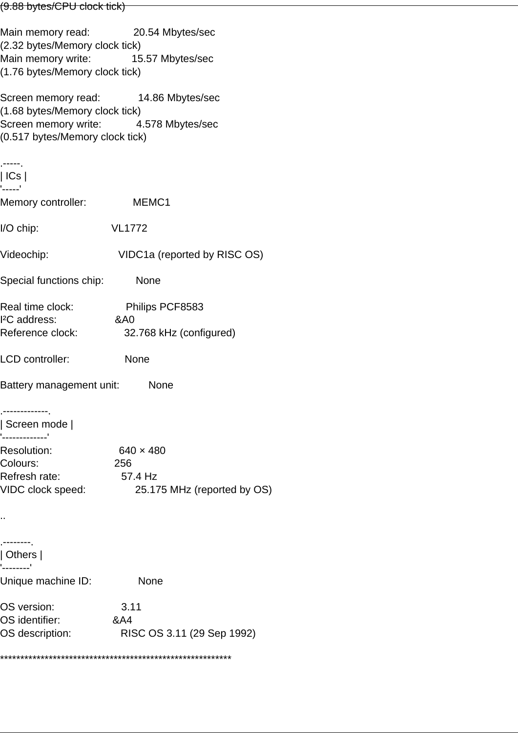(9.88 bytes/CPU clock tick)

Main memory read: 20.54 Mbytes/sec
(2.32 bytes/Memory clock tick)
Main memory write: 15.57 Mbytes/sec
(1.76 bytes/Memory clock tick)

Screen memory read: 14.86 Mbytes/sec
(1.68 bytes/Memory clock tick)
Screen memory write: 4.578 Mbytes/sec
(0.517 bytes/Memory clock tick)

```
.-----.
| ICs |
'-----'
```

Memory controller: MEMC1

I/O chip: VL1772

Videochip: VIDC1a (reported by RISC OS)

Special functions chip: None

Real time clock: Philips PCF8583
I²C address: &A0
Reference clock: 32.768 kHz (configured)

LCD controller: None

Battery management unit: None

```
.-------------.
| Screen mode |
'-------------'
```

Resolution: 640 × 480
Colours: 256
Refresh rate: 57.4 Hz
VIDC clock speed: 25.175 MHz (reported by OS)

..

```
.--------.
| Others |
'--------'
```

Unique machine ID: None

OS version: 3.11
OS identifier: &A4
OS description: RISC OS 3.11 (29 Sep 1992)

*********************************************************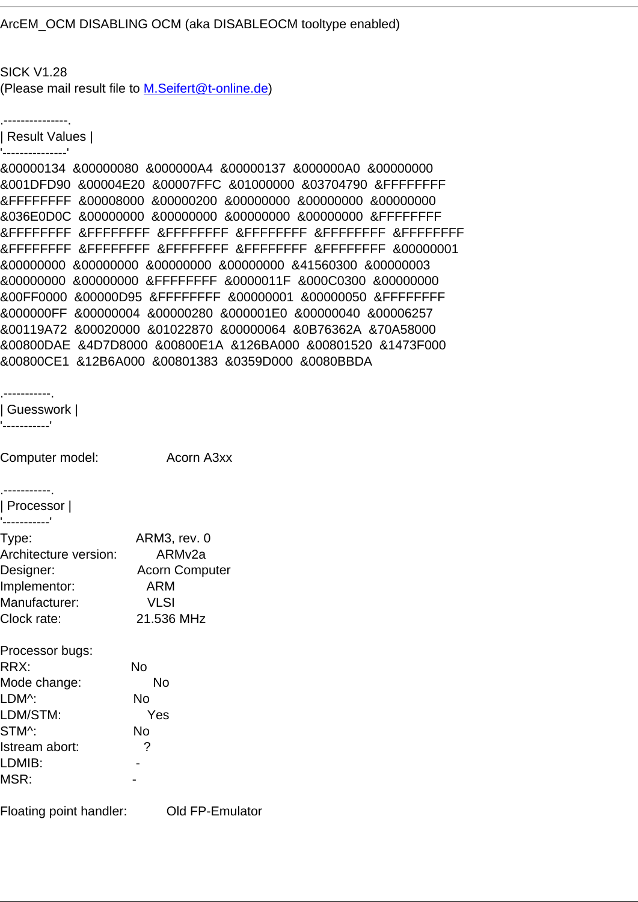ArcEM_OCM DISABLING OCM (aka DISABLEOCM tooltype enabled)

SICK V1.28
(Please mail result file to M.Seifert@t-online.de)

```
.---------------.
| Result Values |
'---------------'
&00000134  &00000080  &000000A4  &00000137  &000000A0  &00000000
&001DFD90  &00004E20  &00007FFC  &01000000  &03704790  &FFFFFFFF
&FFFFFFFF  &00008000  &00000200  &00000000  &00000000  &00000000
&036E0D0C  &00000000  &00000000  &00000000  &00000000  &FFFFFFFF
&FFFFFFFF  &FFFFFFFF  &FFFFFFFF  &FFFFFFFF  &FFFFFFFF  &FFFFFFFF
&FFFFFFFF  &FFFFFFFF  &FFFFFFFF  &FFFFFFFF  &FFFFFFFF  &00000001
&00000000  &00000000  &00000000  &00000000  &41560300  &00000003
&00000000  &00000000  &FFFFFFFF  &0000011F  &000C0300  &00000000
&00FF0000  &00000D95  &FFFFFFFF  &00000001  &00000050  &FFFFFFFF
&000000FF  &00000004  &00000280  &000001E0  &00000040  &00006257
&00119A72  &00020000  &01022870  &00000064  &0B76362A  &70A58000
&00800DAE  &4D7D8000  &00800E1A  &126BA000  &00801520  &1473F000
&00800CE1  &12B6A000  &00801383  &0359D000  &0080BBDA

.-----------.
| Guesswork |
'-----------'

Computer model:           Acorn A3xx

.-----------.
| Processor |
'-----------'
Type:                     ARM3, rev. 0
Architecture version:     ARMv2a
Designer:                 Acorn Computer
Implementor:              ARM
Manufacturer:             VLSI
Clock rate:               21.536 MHz

Processor bugs:
RRX:                      No
Mode change:              No
LDM^:                     No
LDM/STM:                  Yes
STM^:                     No
Istream abort:            ?
LDMIB:                    -
MSR:                      -

Floating point handler:   Old FP-Emulator
```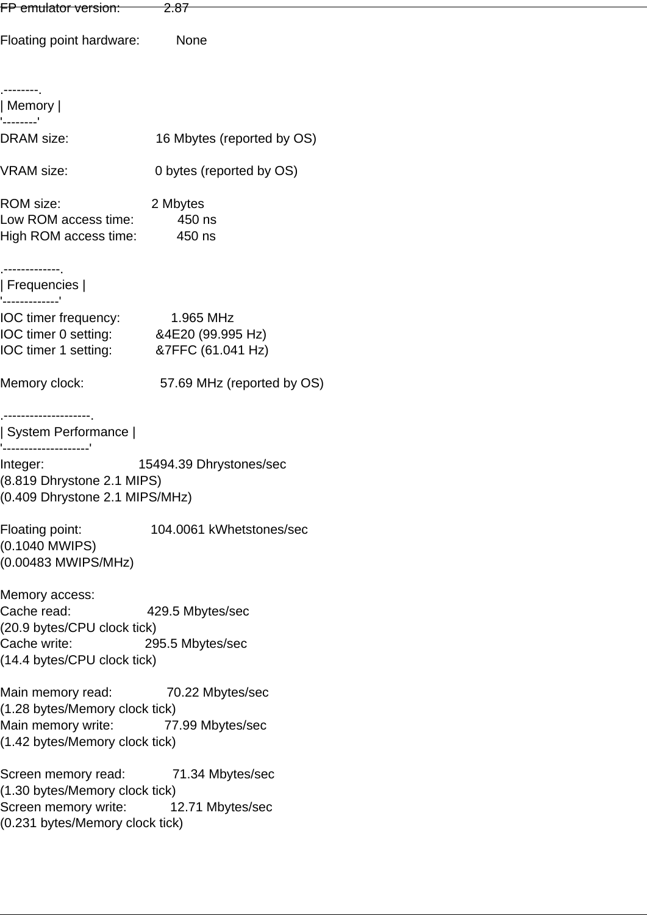FP emulator version: 2.87

Floating point hardware: None

```
.--------.
| Memory |
'--------'
```

DRAM size: 16 Mbytes (reported by OS)

VRAM size: 0 bytes (reported by OS)

ROM size: 2 Mbytes
Low ROM access time: 450 ns
High ROM access time: 450 ns

```
.-------------.
| Frequencies |
'-------------'
```

IOC timer frequency: 1.965 MHz
IOC timer 0 setting: &4E20 (99.995 Hz)
IOC timer 1 setting: &7FFC (61.041 Hz)

Memory clock: 57.69 MHz (reported by OS)

```
.--------------------.
| System Performance |
'--------------------'
```

Integer: 15494.39 Dhrystones/sec
(8.819 Dhrystone 2.1 MIPS)
(0.409 Dhrystone 2.1 MIPS/MHz)

Floating point: 104.0061 kWhetstones/sec
(0.1040 MWIPS)
(0.00483 MWIPS/MHz)

Memory access:
Cache read: 429.5 Mbytes/sec
(20.9 bytes/CPU clock tick)
Cache write: 295.5 Mbytes/sec
(14.4 bytes/CPU clock tick)

Main memory read: 70.22 Mbytes/sec
(1.28 bytes/Memory clock tick)
Main memory write: 77.99 Mbytes/sec
(1.42 bytes/Memory clock tick)

Screen memory read: 71.34 Mbytes/sec
(1.30 bytes/Memory clock tick)
Screen memory write: 12.71 Mbytes/sec
(0.231 bytes/Memory clock tick)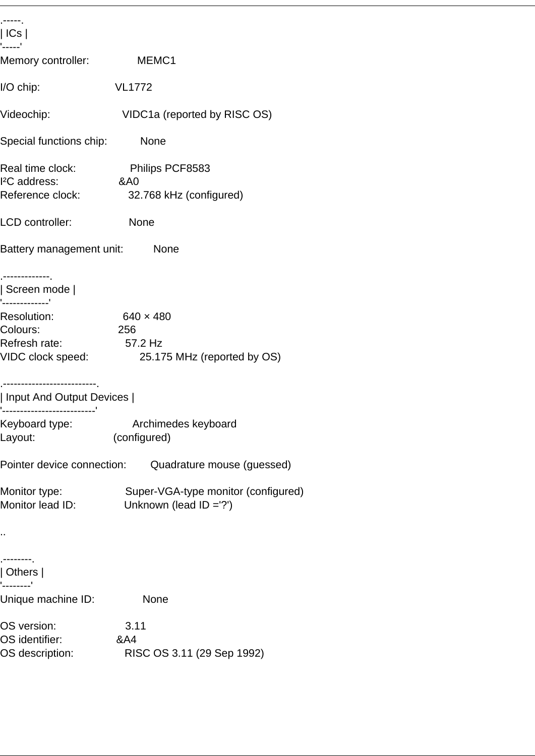.-----.
| ICs |
'-----'

Memory controller: MEMC1

I/O chip: VL1772

Videochip: VIDC1a (reported by RISC OS)

Special functions chip: None

Real time clock: Philips PCF8583
I²C address: &A0
Reference clock: 32.768 kHz (configured)

LCD controller: None

Battery management unit: None

.-------------.
| Screen mode |
'-------------'

Resolution: 640 × 480
Colours: 256
Refresh rate: 57.2 Hz
VIDC clock speed: 25.175 MHz (reported by OS)

.-------------------------.
| Input And Output Devices |
'-------------------------'

Keyboard type: Archimedes keyboard
Layout: (configured)

Pointer device connection: Quadrature mouse (guessed)

Monitor type: Super-VGA-type monitor (configured)
Monitor lead ID: Unknown (lead ID ='?')

..

.--------.
| Others |
'--------'

Unique machine ID: None

OS version: 3.11
OS identifier: &A4
OS description: RISC OS 3.11 (29 Sep 1992)